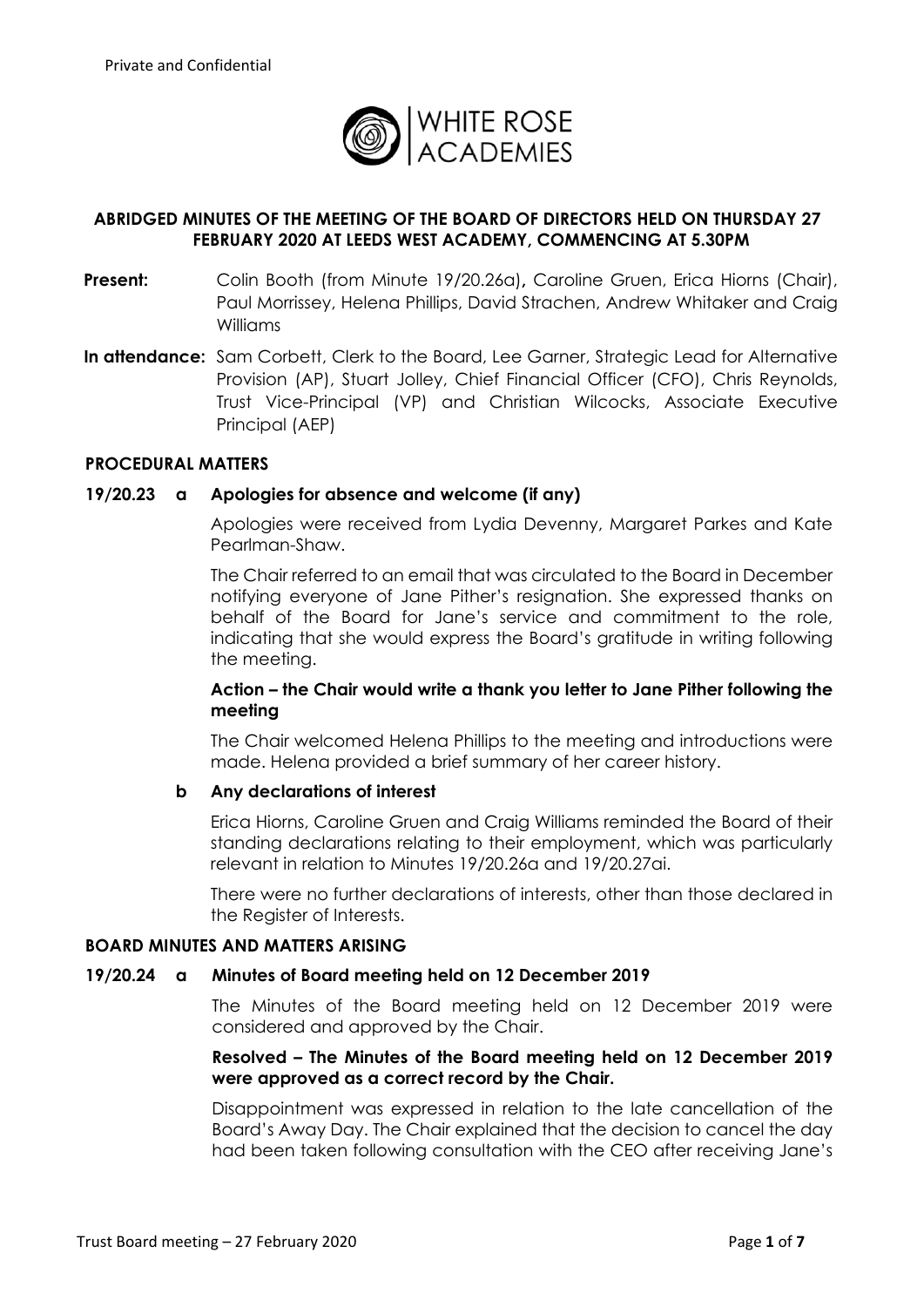Private and Confidential

WHITE ROSE ACADEMIES

## ABRIDGED MINUTES OF THE MEETING OF THE BOARD OF DIRECTORS HELD ON THURSDAY 27 FEBRUARY 2020 AT LEEDS WEST ACADEMY, COMMENCING AT 5.30PM

**Present:** Colin Booth (from Minute 19/20.26a), Caroline Gruen, Erica Hiorns (Chair), Paul Morrissey, Helena Phillips, David Strachen, Andrew Whitaker and Craig Williams

**In attendance:** Sam Corbett, Clerk to the Board, Lee Garner, Strategic Lead for Alternative Provision (AP), Stuart Jolley, Chief Financial Officer (CFO), Chris Reynolds, Trust Vice-Principal (VP) and Christian Wilcocks, Associate Executive Principal (AEP)

### PROCEDURAL MATTERS

**19/20.23 a Apologies for absence and welcome (if any)**

Apologies were received from Lydia Devenny, Margaret Parkes and Kate Pearlman-Shaw.

The Chair referred to an email that was circulated to the Board in December notifying everyone of Jane Pither's resignation. She expressed thanks on behalf of the Board for Jane's service and commitment to the role, indicating that she would express the Board's gratitude in writing following the meeting.

**Action – the Chair would write a thank you letter to Jane Pither following the meeting**

The Chair welcomed Helena Phillips to the meeting and introductions were made. Helena provided a brief summary of her career history.

**b Any declarations of interest**

Erica Hiorns, Caroline Gruen and Craig Williams reminded the Board of their standing declarations relating to their employment, which was particularly relevant in relation to Minutes 19/20.26a and 19/20.27ai.

There were no further declarations of interests, other than those declared in the Register of Interests.

### BOARD MINUTES AND MATTERS ARISING

**19/20.24 a Minutes of Board meeting held on 12 December 2019**

The Minutes of the Board meeting held on 12 December 2019 were considered and approved by the Chair.

**Resolved – The Minutes of the Board meeting held on 12 December 2019 were approved as a correct record by the Chair.**

Disappointment was expressed in relation to the late cancellation of the Board's Away Day. The Chair explained that the decision to cancel the day had been taken following consultation with the CEO after receiving Jane's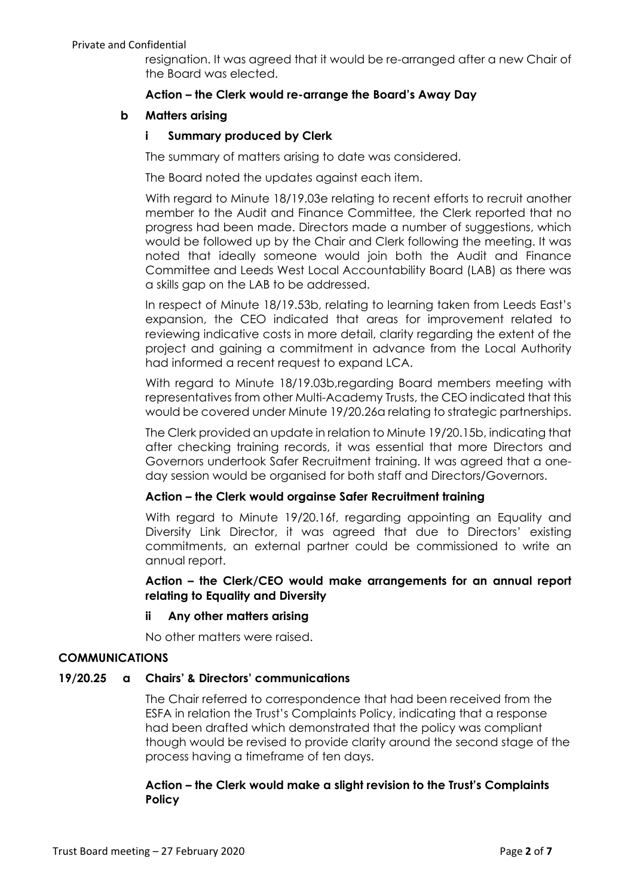resignation. It was agreed that it would be re-arranged after a new Chair of the Board was elected.

**Action – the Clerk would re-arrange the Board's Away Day**

**b Matters arising**

**i Summary produced by Clerk**

The summary of matters arising to date was considered.

The Board noted the updates against each item.

With regard to Minute 18/19.03e relating to recent efforts to recruit another member to the Audit and Finance Committee, the Clerk reported that no progress had been made. Directors made a number of suggestions, which would be followed up by the Chair and Clerk following the meeting. It was noted that ideally someone would join both the Audit and Finance Committee and Leeds West Local Accountability Board (LAB) as there was a skills gap on the LAB to be addressed.

In respect of Minute 18/19.53b, relating to learning taken from Leeds East's expansion, the CEO indicated that areas for improvement related to reviewing indicative costs in more detail, clarity regarding the extent of the project and gaining a commitment in advance from the Local Authority had informed a recent request to expand LCA.

With regard to Minute 18/19.03b,regarding Board members meeting with representatives from other Multi-Academy Trusts, the CEO indicated that this would be covered under Minute 19/20.26a relating to strategic partnerships.

The Clerk provided an update in relation to Minute 19/20.15b, indicating that after checking training records, it was essential that more Directors and Governors undertook Safer Recruitment training. It was agreed that a one-day session would be organised for both staff and Directors/Governors.

**Action – the Clerk would orgainse Safer Recruitment training**

With regard to Minute 19/20.16f, regarding appointing an Equality and Diversity Link Director, it was agreed that due to Directors' existing commitments, an external partner could be commissioned to write an annual report.

**Action – the Clerk/CEO would make arrangements for an annual report relating to Equality and Diversity**

**ii Any other matters arising**

No other matters were raised.

## COMMUNICATIONS

**19/20.25 a Chairs' & Directors' communications**

The Chair referred to correspondence that had been received from the ESFA in relation the Trust's Complaints Policy, indicating that a response had been drafted which demonstrated that the policy was compliant though would be revised to provide clarity around the second stage of the process having a timeframe of ten days.

**Action – the Clerk would make a slight revision to the Trust's Complaints Policy**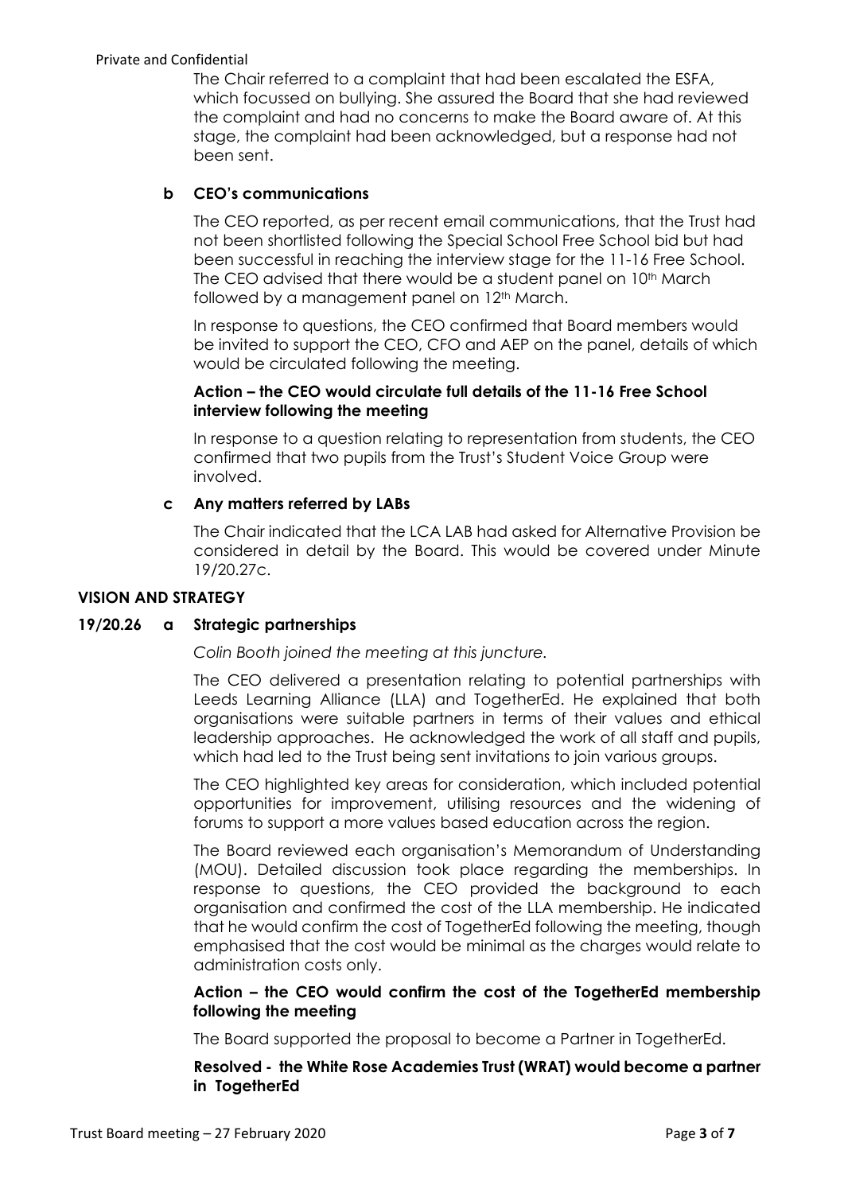The Chair referred to a complaint that had been escalated the ESFA, which focussed on bullying. She assured the Board that she had reviewed the complaint and had no concerns to make the Board aware of. At this stage, the complaint had been acknowledged, but a response had not been sent.

**b CEO's communications**

The CEO reported, as per recent email communications, that the Trust had not been shortlisted following the Special School Free School bid but had been successful in reaching the interview stage for the 11-16 Free School. The CEO advised that there would be a student panel on 10th March followed by a management panel on 12th March.

In response to questions, the CEO confirmed that Board members would be invited to support the CEO, CFO and AEP on the panel, details of which would be circulated following the meeting.

**Action – the CEO would circulate full details of the 11-16 Free School interview following the meeting**

In response to a question relating to representation from students, the CEO confirmed that two pupils from the Trust's Student Voice Group were involved.

**c Any matters referred by LABs**

The Chair indicated that the LCA LAB had asked for Alternative Provision be considered in detail by the Board. This would be covered under Minute 19/20.27c.

**VISION AND STRATEGY**

**19/20.26 a Strategic partnerships**

*Colin Booth joined the meeting at this juncture.*

The CEO delivered a presentation relating to potential partnerships with Leeds Learning Alliance (LLA) and TogetherEd. He explained that both organisations were suitable partners in terms of their values and ethical leadership approaches. He acknowledged the work of all staff and pupils, which had led to the Trust being sent invitations to join various groups.

The CEO highlighted key areas for consideration, which included potential opportunities for improvement, utilising resources and the widening of forums to support a more values based education across the region.

The Board reviewed each organisation's Memorandum of Understanding (MOU). Detailed discussion took place regarding the memberships. In response to questions, the CEO provided the background to each organisation and confirmed the cost of the LLA membership. He indicated that he would confirm the cost of TogetherEd following the meeting, though emphasised that the cost would be minimal as the charges would relate to administration costs only.

**Action – the CEO would confirm the cost of the TogetherEd membership following the meeting**

The Board supported the proposal to become a Partner in TogetherEd.

**Resolved - the White Rose Academies Trust (WRAT) would become a partner in TogetherEd**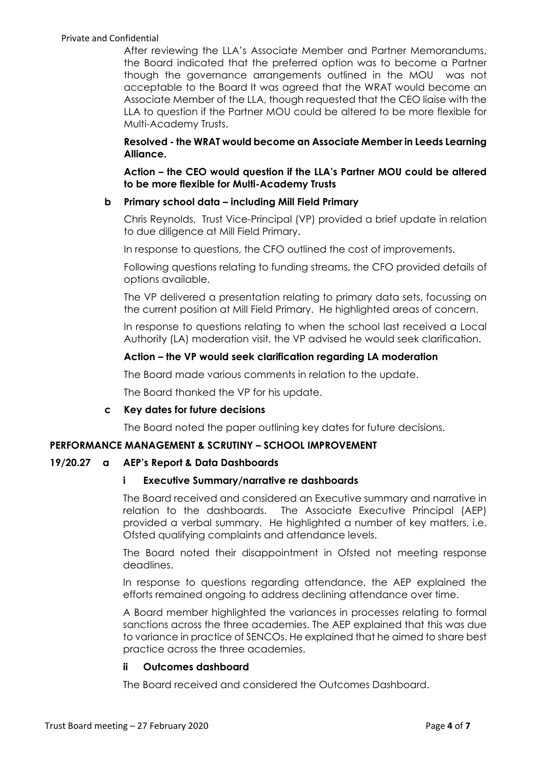After reviewing the LLA's Associate Member and Partner Memorandums, the Board indicated that the preferred option was to become a Partner though the governance arrangements outlined in the MOU was not acceptable to the Board It was agreed that the WRAT would become an Associate Member of the LLA, though requested that the CEO liaise with the LLA to question if the Partner MOU could be altered to be more flexible for Multi-Academy Trusts.

**Resolved - the WRAT would become an Associate Member in Leeds Learning Alliance.**

**Action – the CEO would question if the LLA's Partner MOU could be altered to be more flexible for Multi-Academy Trusts**

**b Primary school data – including Mill Field Primary**

Chris Reynolds, Trust Vice-Principal (VP) provided a brief update in relation to due diligence at Mill Field Primary.

In response to questions, the CFO outlined the cost of improvements.

Following questions relating to funding streams, the CFO provided details of options available.

The VP delivered a presentation relating to primary data sets, focussing on the current position at Mill Field Primary. He highlighted areas of concern.

In response to questions relating to when the school last received a Local Authority (LA) moderation visit, the VP advised he would seek clarification.

**Action – the VP would seek clarification regarding LA moderation**

The Board made various comments in relation to the update.

The Board thanked the VP for his update.

**c Key dates for future decisions**

The Board noted the paper outlining key dates for future decisions.

**PERFORMANCE MANAGEMENT & SCRUTINY – SCHOOL IMPROVEMENT**

**19/20.27 a AEP's Report & Data Dashboards**

**i Executive Summary/narrative re dashboards**

The Board received and considered an Executive summary and narrative in relation to the dashboards. The Associate Executive Principal (AEP) provided a verbal summary. He highlighted a number of key matters, i.e. Ofsted qualifying complaints and attendance levels.

The Board noted their disappointment in Ofsted not meeting response deadlines.

In response to questions regarding attendance, the AEP explained the efforts remained ongoing to address declining attendance over time.

A Board member highlighted the variances in processes relating to formal sanctions across the three academies. The AEP explained that this was due to variance in practice of SENCOs. He explained that he aimed to share best practice across the three academies.

**ii Outcomes dashboard**

The Board received and considered the Outcomes Dashboard.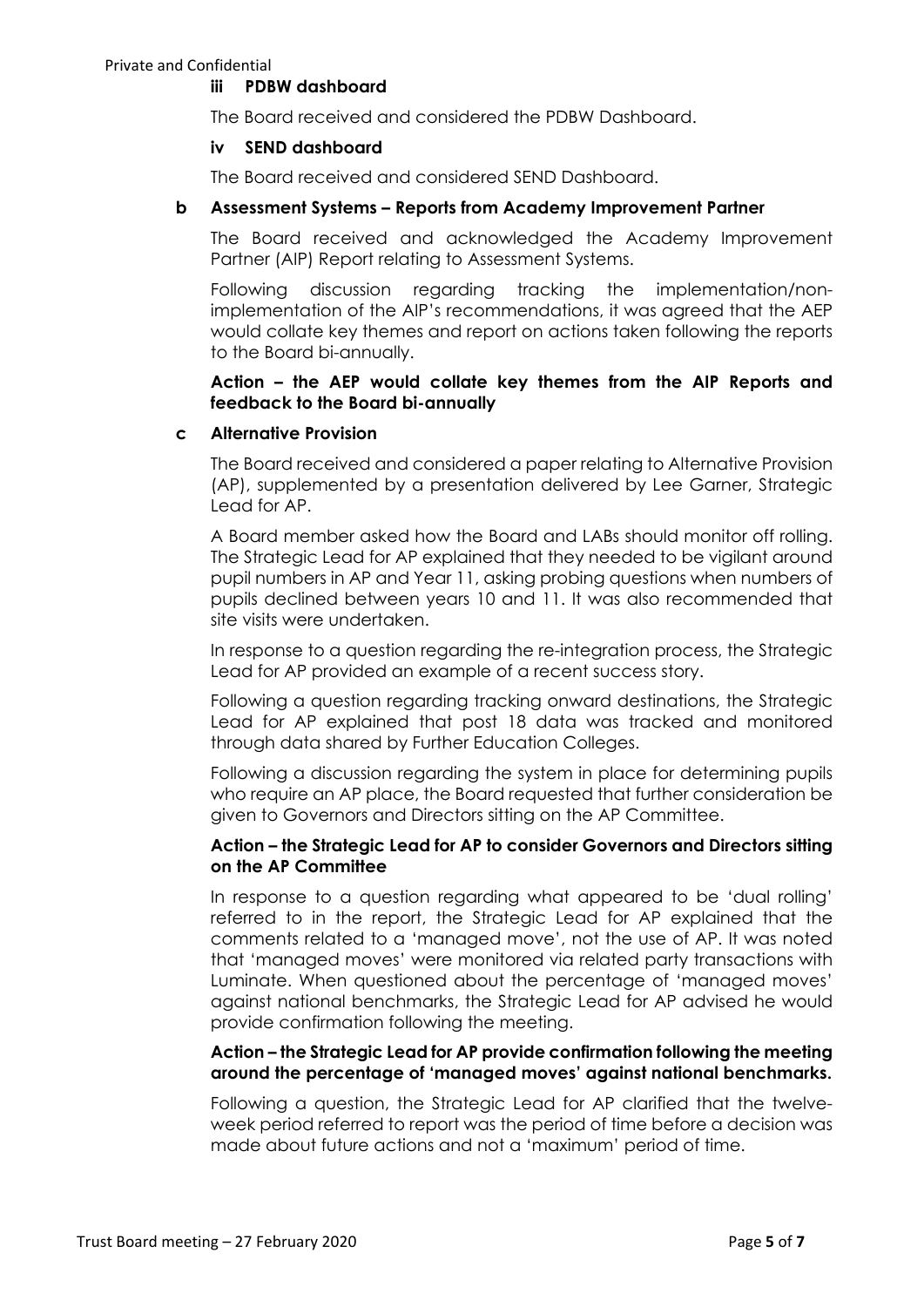### iii PDBW dashboard

The Board received and considered the PDBW Dashboard.

### iv SEND dashboard

The Board received and considered SEND Dashboard.

### b Assessment Systems – Reports from Academy Improvement Partner

The Board received and acknowledged the Academy Improvement Partner (AIP) Report relating to Assessment Systems.

Following discussion regarding tracking the implementation/non-implementation of the AIP's recommendations, it was agreed that the AEP would collate key themes and report on actions taken following the reports to the Board bi-annually.

**Action – the AEP would collate key themes from the AIP Reports and feedback to the Board bi-annually**

### c Alternative Provision

The Board received and considered a paper relating to Alternative Provision (AP), supplemented by a presentation delivered by Lee Garner, Strategic Lead for AP.

A Board member asked how the Board and LABs should monitor off rolling. The Strategic Lead for AP explained that they needed to be vigilant around pupil numbers in AP and Year 11, asking probing questions when numbers of pupils declined between years 10 and 11. It was also recommended that site visits were undertaken.

In response to a question regarding the re-integration process, the Strategic Lead for AP provided an example of a recent success story.

Following a question regarding tracking onward destinations, the Strategic Lead for AP explained that post 18 data was tracked and monitored through data shared by Further Education Colleges.

Following a discussion regarding the system in place for determining pupils who require an AP place, the Board requested that further consideration be given to Governors and Directors sitting on the AP Committee.

**Action – the Strategic Lead for AP to consider Governors and Directors sitting on the AP Committee**

In response to a question regarding what appeared to be 'dual rolling' referred to in the report, the Strategic Lead for AP explained that the comments related to a 'managed move', not the use of AP. It was noted that 'managed moves' were monitored via related party transactions with Luminate. When questioned about the percentage of 'managed moves' against national benchmarks, the Strategic Lead for AP advised he would provide confirmation following the meeting.

**Action – the Strategic Lead for AP provide confirmation following the meeting around the percentage of 'managed moves' against national benchmarks.**

Following a question, the Strategic Lead for AP clarified that the twelve-week period referred to report was the period of time before a decision was made about future actions and not a 'maximum' period of time.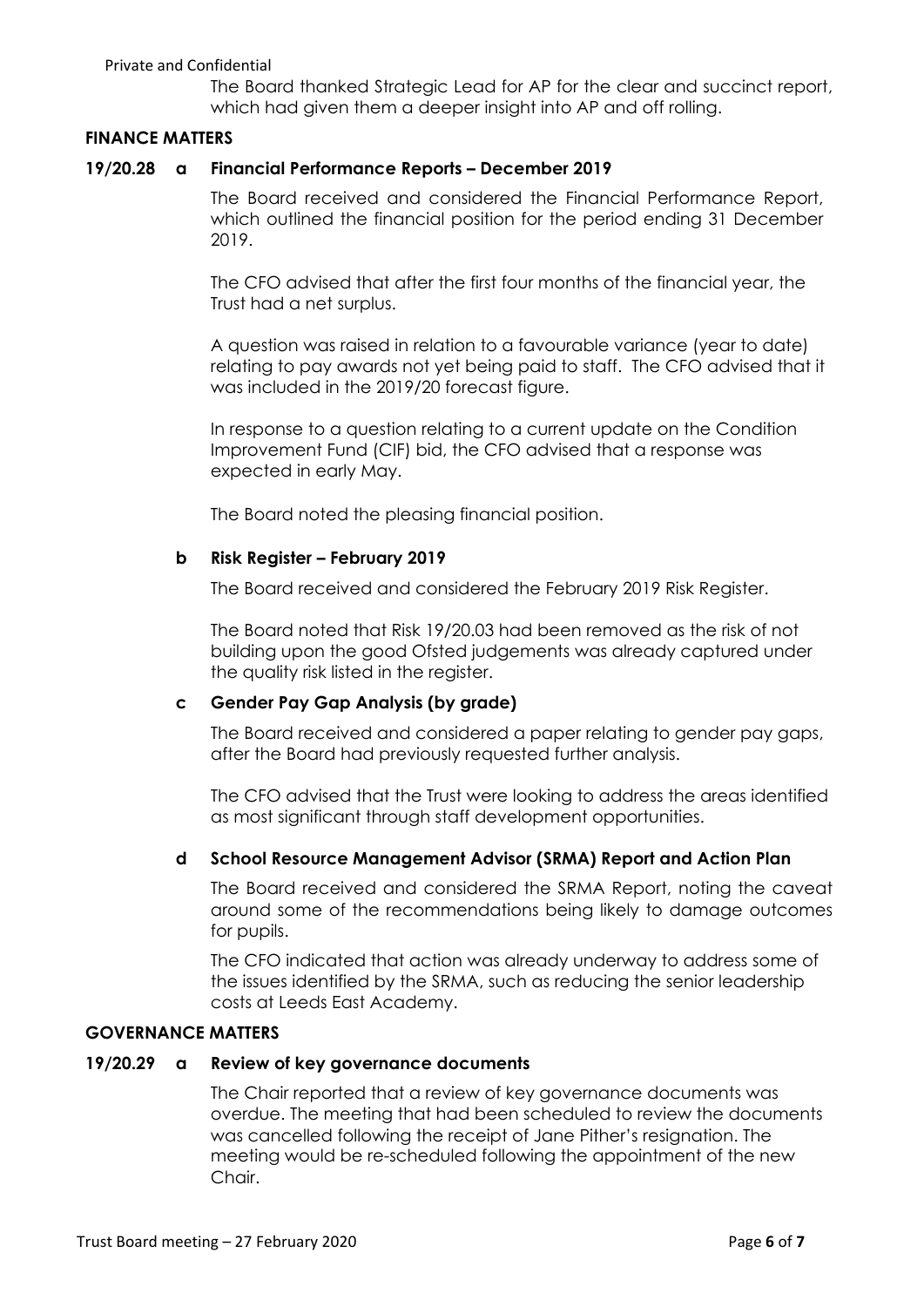The Board thanked Strategic Lead for AP for the clear and succinct report, which had given them a deeper insight into AP and off rolling.

## FINANCE MATTERS

### 19/20.28 a Financial Performance Reports – December 2019

The Board received and considered the Financial Performance Report, which outlined the financial position for the period ending 31 December 2019.

The CFO advised that after the first four months of the financial year, the Trust had a net surplus.

A question was raised in relation to a favourable variance (year to date) relating to pay awards not yet being paid to staff. The CFO advised that it was included in the 2019/20 forecast figure.

In response to a question relating to a current update on the Condition Improvement Fund (CIF) bid, the CFO advised that a response was expected in early May.

The Board noted the pleasing financial position.

### b Risk Register – February 2019

The Board received and considered the February 2019 Risk Register.

The Board noted that Risk 19/20.03 had been removed as the risk of not building upon the good Ofsted judgements was already captured under the quality risk listed in the register.

### c Gender Pay Gap Analysis (by grade)

The Board received and considered a paper relating to gender pay gaps, after the Board had previously requested further analysis.

The CFO advised that the Trust were looking to address the areas identified as most significant through staff development opportunities.

### d School Resource Management Advisor (SRMA) Report and Action Plan

The Board received and considered the SRMA Report, noting the caveat around some of the recommendations being likely to damage outcomes for pupils.

The CFO indicated that action was already underway to address some of the issues identified by the SRMA, such as reducing the senior leadership costs at Leeds East Academy.

## GOVERNANCE MATTERS

### 19/20.29 a Review of key governance documents

The Chair reported that a review of key governance documents was overdue. The meeting that had been scheduled to review the documents was cancelled following the receipt of Jane Pither's resignation. The meeting would be re-scheduled following the appointment of the new Chair.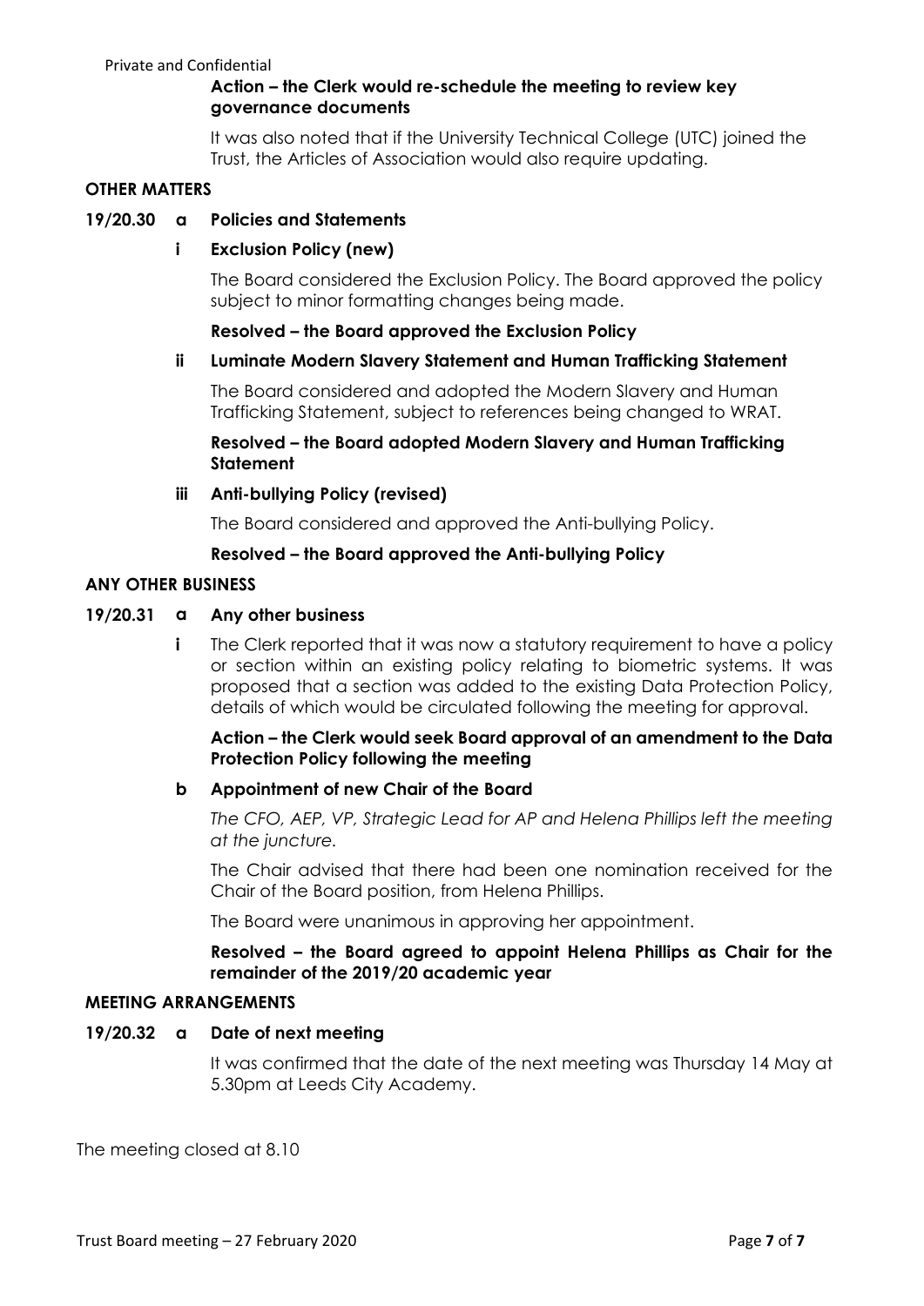**Action – the Clerk would re-schedule the meeting to review key governance documents**

It was also noted that if the University Technical College (UTC) joined the Trust, the Articles of Association would also require updating.

**OTHER MATTERS**

**19/20.30 a Policies and Statements**

**i Exclusion Policy (new)**

The Board considered the Exclusion Policy. The Board approved the policy subject to minor formatting changes being made.

**Resolved – the Board approved the Exclusion Policy**

**ii Luminate Modern Slavery Statement and Human Trafficking Statement**

The Board considered and adopted the Modern Slavery and Human Trafficking Statement, subject to references being changed to WRAT.

**Resolved – the Board adopted Modern Slavery and Human Trafficking Statement**

**iii Anti-bullying Policy (revised)**

The Board considered and approved the Anti-bullying Policy.

**Resolved – the Board approved the Anti-bullying Policy**

**ANY OTHER BUSINESS**

**19/20.31 a Any other business**

**i** The Clerk reported that it was now a statutory requirement to have a policy or section within an existing policy relating to biometric systems. It was proposed that a section was added to the existing Data Protection Policy, details of which would be circulated following the meeting for approval.

**Action – the Clerk would seek Board approval of an amendment to the Data Protection Policy following the meeting**

**b Appointment of new Chair of the Board**

*The CFO, AEP, VP, Strategic Lead for AP and Helena Phillips left the meeting at the juncture.*

The Chair advised that there had been one nomination received for the Chair of the Board position, from Helena Phillips.

The Board were unanimous in approving her appointment.

**Resolved – the Board agreed to appoint Helena Phillips as Chair for the remainder of the 2019/20 academic year**

**MEETING ARRANGEMENTS**

**19/20.32 a Date of next meeting**

It was confirmed that the date of the next meeting was Thursday 14 May at 5.30pm at Leeds City Academy.

The meeting closed at 8.10